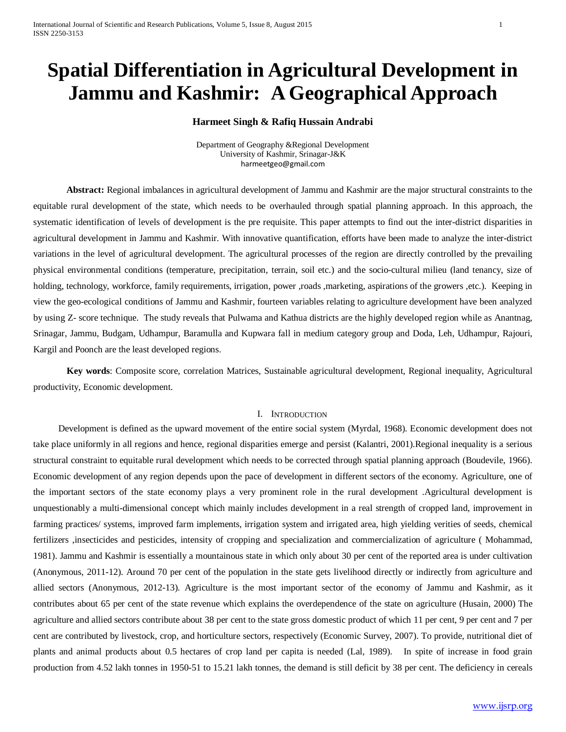# Spatial Differentiation in Agricultural Development in Jammu and Kashmir: A Geographical Approach

**Harmeet Singh & Rafiq Hussain Andrabi**

Department of Geography &Regional Development
University of Kashmir, Srinagar-J&K
harmeetgeo@gmail.com

**Abstract:** Regional imbalances in agricultural development of Jammu and Kashmir are the major structural constraints to the equitable rural development of the state, which needs to be overhauled through spatial planning approach. In this approach, the systematic identification of levels of development is the pre requisite. This paper attempts to find out the inter-district disparities in agricultural development in Jammu and Kashmir. With innovative quantification, efforts have been made to analyze the inter-district variations in the level of agricultural development. The agricultural processes of the region are directly controlled by the prevailing physical environmental conditions (temperature, precipitation, terrain, soil etc.) and the socio-cultural milieu (land tenancy, size of holding, technology, workforce, family requirements, irrigation, power ,roads ,marketing, aspirations of the growers ,etc.). Keeping in view the geo-ecological conditions of Jammu and Kashmir, fourteen variables relating to agriculture development have been analyzed by using Z- score technique. The study reveals that Pulwama and Kathua districts are the highly developed region while as Anantnag, Srinagar, Jammu, Budgam, Udhampur, Baramulla and Kupwara fall in medium category group and Doda, Leh, Udhampur, Rajouri, Kargil and Poonch are the least developed regions.

**Key words**: Composite score, correlation Matrices, Sustainable agricultural development, Regional inequality, Agricultural productivity, Economic development.

## I. Introduction

Development is defined as the upward movement of the entire social system (Myrdal, 1968). Economic development does not take place uniformly in all regions and hence, regional disparities emerge and persist (Kalantri, 2001).Regional inequality is a serious structural constraint to equitable rural development which needs to be corrected through spatial planning approach (Boudevile, 1966). Economic development of any region depends upon the pace of development in different sectors of the economy. Agriculture, one of the important sectors of the state economy plays a very prominent role in the rural development .Agricultural development is unquestionably a multi-dimensional concept which mainly includes development in a real strength of cropped land, improvement in farming practices/ systems, improved farm implements, irrigation system and irrigated area, high yielding verities of seeds, chemical fertilizers ,insecticides and pesticides, intensity of cropping and specialization and commercialization of agriculture ( Mohammad, 1981). Jammu and Kashmir is essentially a mountainous state in which only about 30 per cent of the reported area is under cultivation (Anonymous, 2011-12). Around 70 per cent of the population in the state gets livelihood directly or indirectly from agriculture and allied sectors (Anonymous, 2012-13). Agriculture is the most important sector of the economy of Jammu and Kashmir, as it contributes about 65 per cent of the state revenue which explains the overdependence of the state on agriculture (Husain, 2000) The agriculture and allied sectors contribute about 38 per cent to the state gross domestic product of which 11 per cent, 9 per cent and 7 per cent are contributed by livestock, crop, and horticulture sectors, respectively (Economic Survey, 2007). To provide, nutritional diet of plants and animal products about 0.5 hectares of crop land per capita is needed (Lal, 1989). In spite of increase in food grain production from 4.52 lakh tonnes in 1950-51 to 15.21 lakh tonnes, the demand is still deficit by 38 per cent. The deficiency in cereals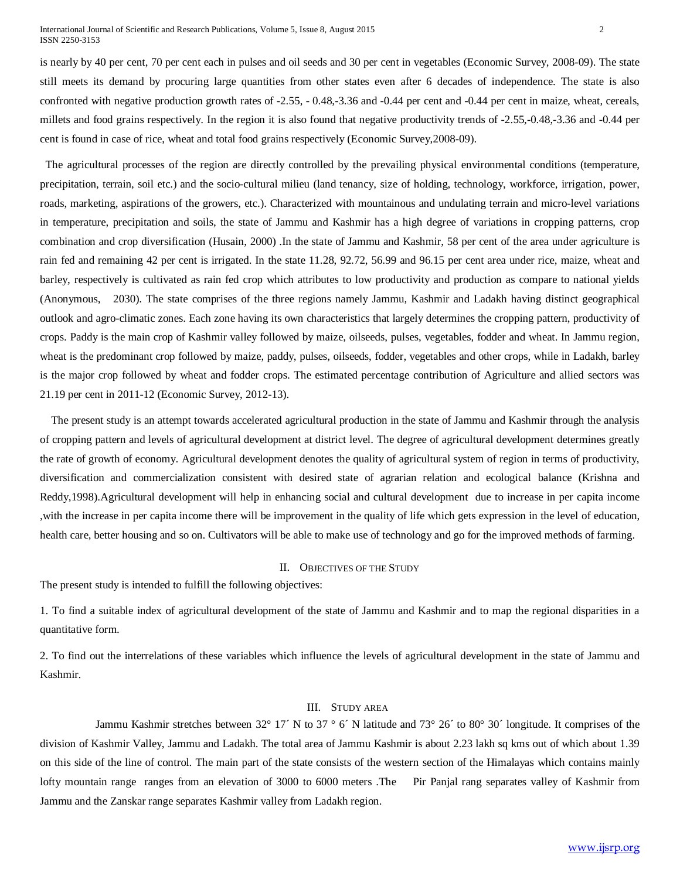is nearly by 40 per cent, 70 per cent each in pulses and oil seeds and 30 per cent in vegetables (Economic Survey, 2008-09). The state still meets its demand by procuring large quantities from other states even after 6 decades of independence. The state is also confronted with negative production growth rates of -2.55, - 0.48,-3.36 and -0.44 per cent and -0.44 per cent in maize, wheat, cereals, millets and food grains respectively. In the region it is also found that negative productivity trends of -2.55,-0.48,-3.36 and -0.44 per cent is found in case of rice, wheat and total food grains respectively (Economic Survey,2008-09).

The agricultural processes of the region are directly controlled by the prevailing physical environmental conditions (temperature, precipitation, terrain, soil etc.) and the socio-cultural milieu (land tenancy, size of holding, technology, workforce, irrigation, power, roads, marketing, aspirations of the growers, etc.). Characterized with mountainous and undulating terrain and micro-level variations in temperature, precipitation and soils, the state of Jammu and Kashmir has a high degree of variations in cropping patterns, crop combination and crop diversification (Husain, 2000) .In the state of Jammu and Kashmir, 58 per cent of the area under agriculture is rain fed and remaining 42 per cent is irrigated. In the state 11.28, 92.72, 56.99 and 96.15 per cent area under rice, maize, wheat and barley, respectively is cultivated as rain fed crop which attributes to low productivity and production as compare to national yields (Anonymous, 2030). The state comprises of the three regions namely Jammu, Kashmir and Ladakh having distinct geographical outlook and agro-climatic zones. Each zone having its own characteristics that largely determines the cropping pattern, productivity of crops. Paddy is the main crop of Kashmir valley followed by maize, oilseeds, pulses, vegetables, fodder and wheat. In Jammu region, wheat is the predominant crop followed by maize, paddy, pulses, oilseeds, fodder, vegetables and other crops, while in Ladakh, barley is the major crop followed by wheat and fodder crops. The estimated percentage contribution of Agriculture and allied sectors was 21.19 per cent in 2011-12 (Economic Survey, 2012-13).

The present study is an attempt towards accelerated agricultural production in the state of Jammu and Kashmir through the analysis of cropping pattern and levels of agricultural development at district level. The degree of agricultural development determines greatly the rate of growth of economy. Agricultural development denotes the quality of agricultural system of region in terms of productivity, diversification and commercialization consistent with desired state of agrarian relation and ecological balance (Krishna and Reddy,1998).Agricultural development will help in enhancing social and cultural development due to increase in per capita income ,with the increase in per capita income there will be improvement in the quality of life which gets expression in the level of education, health care, better housing and so on. Cultivators will be able to make use of technology and go for the improved methods of farming.

## II. Objectives of the Study

The present study is intended to fulfill the following objectives:

1. To find a suitable index of agricultural development of the state of Jammu and Kashmir and to map the regional disparities in a quantitative form.

2. To find out the interrelations of these variables which influence the levels of agricultural development in the state of Jammu and Kashmir.

## III. Study area

Jammu Kashmir stretches between 32° 17´ N to 37 ° 6´ N latitude and 73° 26´ to 80° 30´ longitude. It comprises of the division of Kashmir Valley, Jammu and Ladakh. The total area of Jammu Kashmir is about 2.23 lakh sq kms out of which about 1.39 on this side of the line of control. The main part of the state consists of the western section of the Himalayas which contains mainly lofty mountain range ranges from an elevation of 3000 to 6000 meters .The Pir Panjal rang separates valley of Kashmir from Jammu and the Zanskar range separates Kashmir valley from Ladakh region.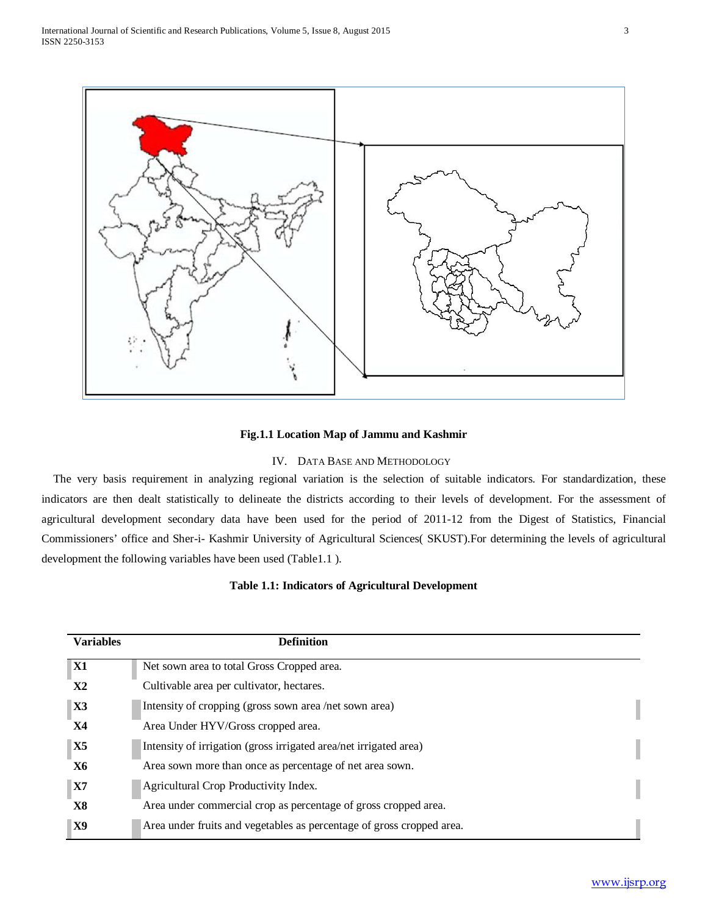**Fig.1.1 Location Map of Jammu and Kashmir**

## IV. DATA BASE AND METHODOLOGY

The very basis requirement in analyzing regional variation is the selection of suitable indicators. For standardization, these indicators are then dealt statistically to delineate the districts according to their levels of development. For the assessment of agricultural development secondary data have been used for the period of 2011-12 from the Digest of Statistics, Financial Commissioners' office and Sher-i- Kashmir University of Agricultural Sciences( SKUST).For determining the levels of agricultural development the following variables have been used (Table1.1 ).

**Table 1.1: Indicators of Agricultural Development**

| Variables | Definition |
|---|---|
| **X1** | Net sown area to total Gross Cropped area. |
| **X2** | Cultivable area per cultivator, hectares. |
| **X3** | Intensity of cropping (gross sown area /net sown area) |
| **X4** | Area Under HYV/Gross cropped area. |
| **X5** | Intensity of irrigation (gross irrigated area/net irrigated area) |
| **X6** | Area sown more than once as percentage of net area sown. |
| **X7** | Agricultural Crop Productivity Index. |
| **X8** | Area under commercial crop as percentage of gross cropped area. |
| **X9** | Area under fruits and vegetables as percentage of gross cropped area. |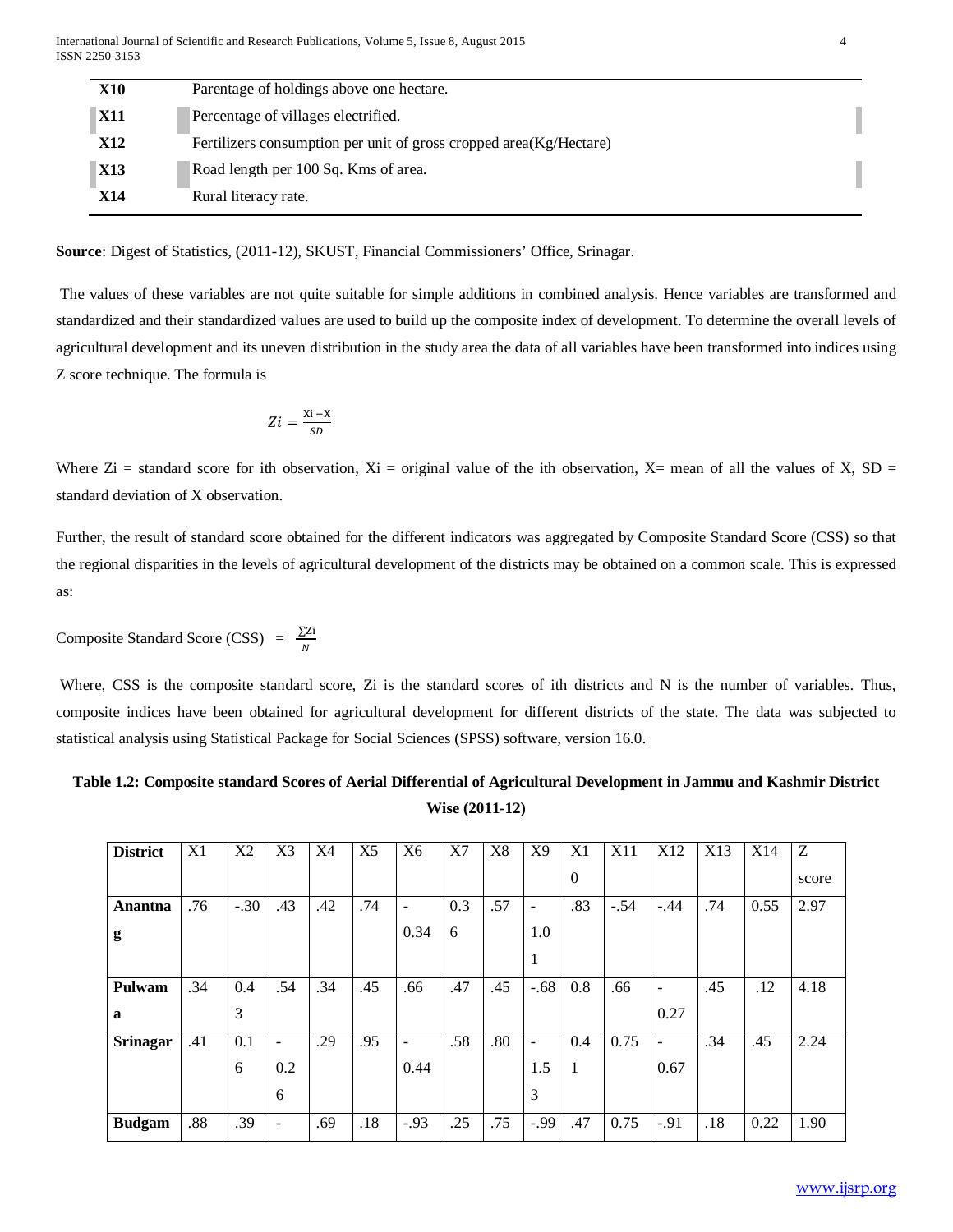| | |
|---|---|
| **X10** | Parentage of holdings above one hectare. |
| **X11** | Percentage of villages electrified. |
| **X12** | Fertilizers consumption per unit of gross cropped area(Kg/Hectare) |
| **X13** | Road length per 100 Sq. Kms of area. |
| **X14** | Rural literacy rate. |

**Source**: Digest of Statistics, (2011-12), SKUST, Financial Commissioners' Office, Srinagar.

The values of these variables are not quite suitable for simple additions in combined analysis. Hence variables are transformed and standardized and their standardized values are used to build up the composite index of development. To determine the overall levels of agricultural development and its uneven distribution in the study area the data of all variables have been transformed into indices using Z score technique. The formula is

$$Zi = \frac{Xi - X}{SD}$$

Where Zi = standard score for ith observation, Xi = original value of the ith observation, X= mean of all the values of X, SD = standard deviation of X observation.

Further, the result of standard score obtained for the different indicators was aggregated by Composite Standard Score (CSS) so that the regional disparities in the levels of agricultural development of the districts may be obtained on a common scale. This is expressed as:

$$\text{Composite Standard Score (CSS)} = \frac{\sum Zi}{N}$$

Where, CSS is the composite standard score, Zi is the standard scores of ith districts and N is the number of variables. Thus, composite indices have been obtained for agricultural development for different districts of the state. The data was subjected to statistical analysis using Statistical Package for Social Sciences (SPSS) software, version 16.0.

**Table 1.2: Composite standard Scores of Aerial Differential of Agricultural Development in Jammu and Kashmir District Wise (2011-12)**

| District | X1 | X2 | X3 | X4 | X5 | X6 | X7 | X8 | X9 | X10 | X11 | X12 | X13 | X14 | Z score |
|---|---|---|---|---|---|---|---|---|---|---|---|---|---|---|---|
| **Anantnag** | .76 | -.30 | .43 | .42 | .74 | -0.34 | 0.36 | .57 | -1.01 | .83 | -.54 | -.44 | .74 | 0.55 | 2.97 |
| **Pulwama** | .34 | 0.43 | .54 | .34 | .45 | .66 | .47 | .45 | -.68 | 0.8 | .66 | -0.27 | .45 | .12 | 4.18 |
| **Srinagar** | .41 | 0.16 | -0.26 | .29 | .95 | -0.44 | .58 | .80 | -1.53 | 0.41 | 0.75 | -0.67 | .34 | .45 | 2.24 |
| **Budgam** | .88 | .39 | - | .69 | .18 | -.93 | .25 | .75 | -.99 | .47 | 0.75 | -.91 | .18 | 0.22 | 1.90 |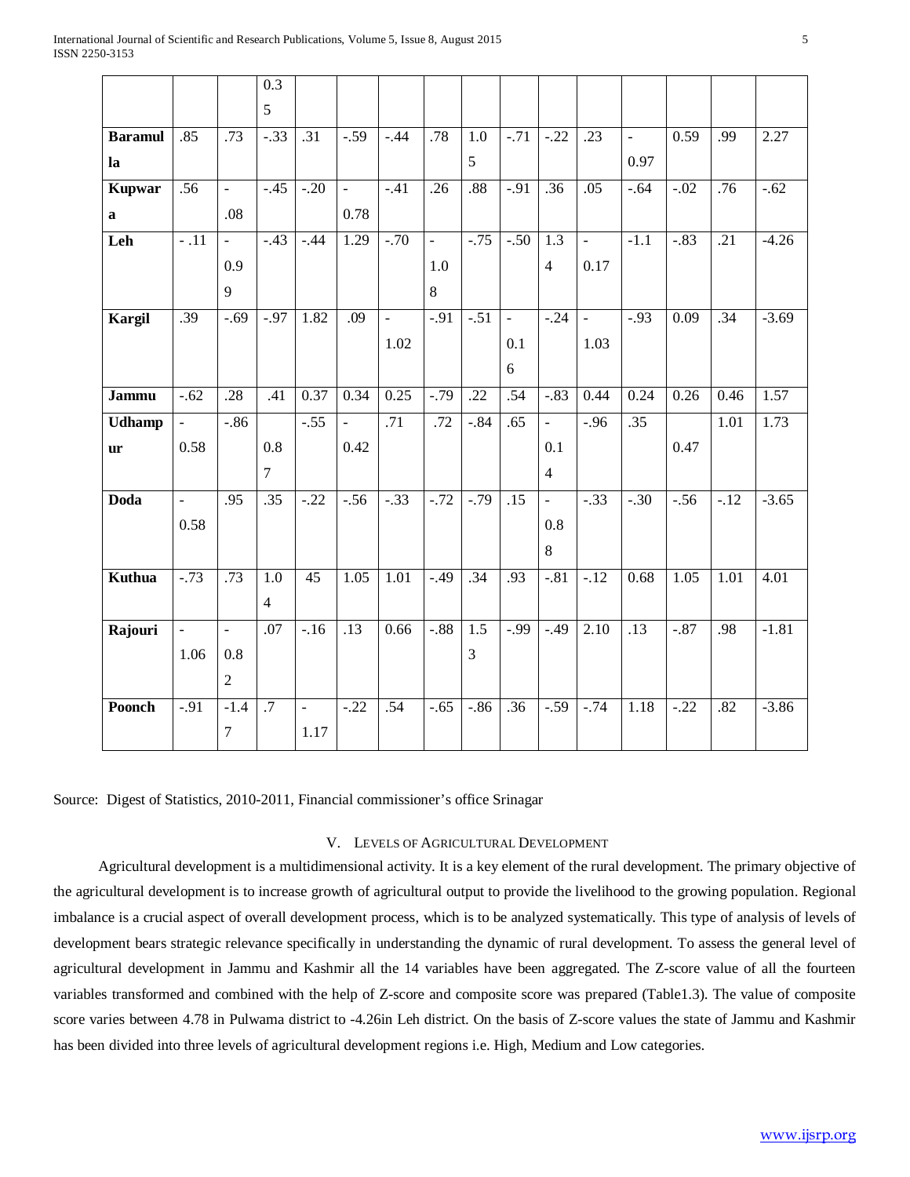| | | | | | | | | | | | | | | | |
|---|---|---|---|---|---|---|---|---|---|---|---|---|---|---|---|
| | | | 0.35 | | | | | | | | | | | | |
| **Baramulla** | .85 | .73 | -.33 | .31 | -.59 | -.44 | .78 | 1.05 | -.71 | -.22 | .23 | -0.97 | 0.59 | .99 | 2.27 |
| **Kupwara** | .56 | -.08 | -.45 | -.20 | -0.78 | -.41 | .26 | .88 | -.91 | .36 | .05 | -.64 | -.02 | .76 | -.62 |
| **Leh** | - .11 | -0.99 | -.43 | -.44 | 1.29 | -.70 | -1.08 | -.75 | -.50 | 1.34 | -0.17 | -1.1 | -.83 | .21 | -4.26 |
| **Kargil** | .39 | -.69 | -.97 | 1.82 | .09 | -1.02 | -.91 | -.51 | -0.16 | -.24 | -1.03 | -.93 | 0.09 | .34 | -3.69 |
| **Jammu** | -.62 | .28 | .41 | 0.37 | 0.34 | 0.25 | -.79 | .22 | .54 | -.83 | 0.44 | 0.24 | 0.26 | 0.46 | 1.57 |
| **Udhampur** | -0.58 | -.86 | 0.87 | -.55 | -0.42 | .71 | .72 | -.84 | .65 | -0.14 | -.96 | .35 | 0.47 | 1.01 | 1.73 |
| **Doda** | -0.58 | .95 | .35 | -.22 | -.56 | -.33 | -.72 | -.79 | .15 | -0.88 | -.33 | -.30 | -.56 | -.12 | -3.65 |
| **Kuthua** | -.73 | .73 | 1.04 | 45 | 1.05 | 1.01 | -.49 | .34 | .93 | -.81 | -.12 | 0.68 | 1.05 | 1.01 | 4.01 |
| **Rajouri** | -1.06 | -0.82 | .07 | -.16 | .13 | 0.66 | -.88 | 1.53 | -.99 | -.49 | 2.10 | .13 | -.87 | .98 | -1.81 |
| **Poonch** | -.91 | -1.47 | .7 | -1.17 | -.22 | .54 | -.65 | -.86 | .36 | -.59 | -.74 | 1.18 | -.22 | .82 | -3.86 |

Source: Digest of Statistics, 2010-2011, Financial commissioner's office Srinagar

## V. Levels of Agricultural Development

Agricultural development is a multidimensional activity. It is a key element of the rural development. The primary objective of the agricultural development is to increase growth of agricultural output to provide the livelihood to the growing population. Regional imbalance is a crucial aspect of overall development process, which is to be analyzed systematically. This type of analysis of levels of development bears strategic relevance specifically in understanding the dynamic of rural development. To assess the general level of agricultural development in Jammu and Kashmir all the 14 variables have been aggregated. The Z-score value of all the fourteen variables transformed and combined with the help of Z-score and composite score was prepared (Table1.3). The value of composite score varies between 4.78 in Pulwama district to -4.26in Leh district. On the basis of Z-score values the state of Jammu and Kashmir has been divided into three levels of agricultural development regions i.e. High, Medium and Low categories.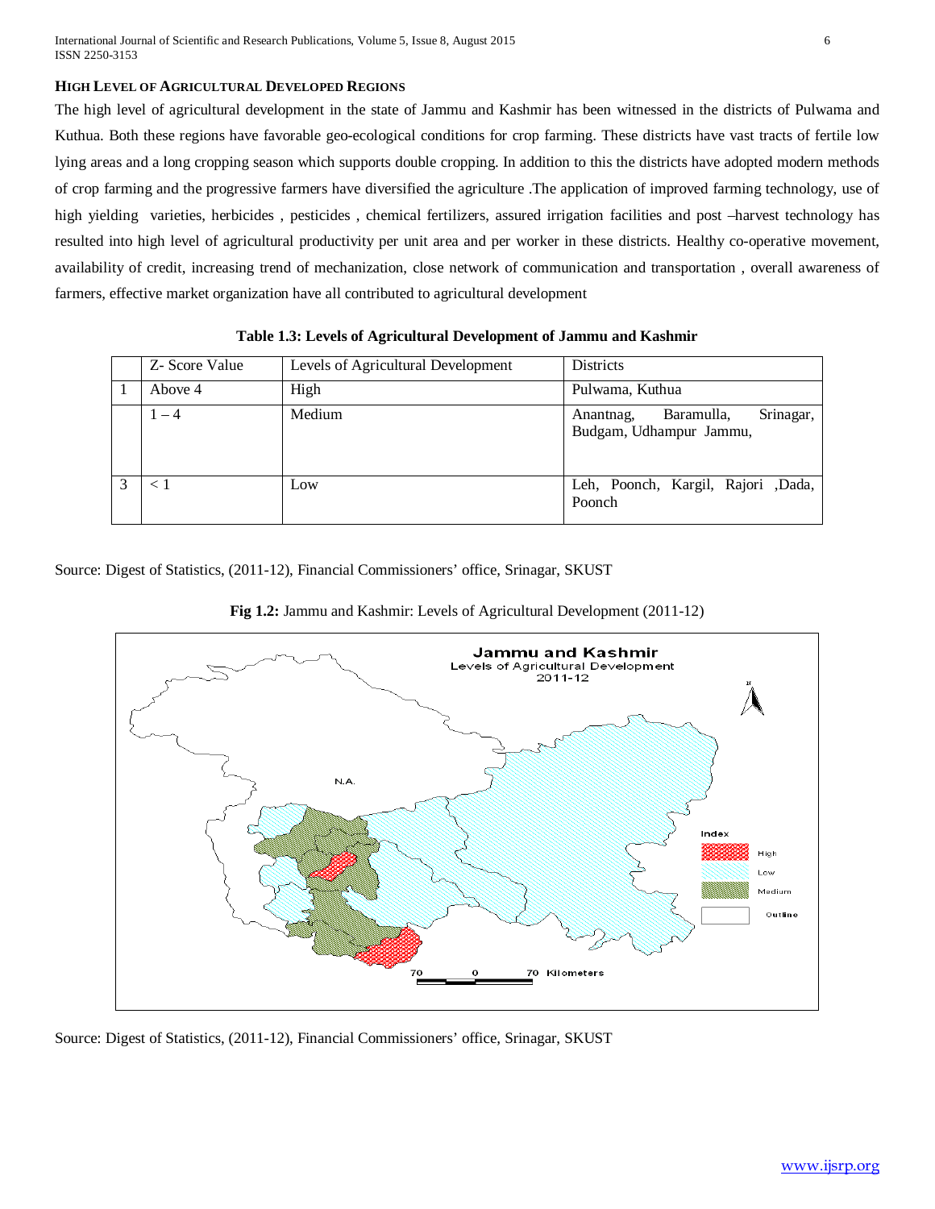### HIGH LEVEL OF AGRICULTURAL DEVELOPED REGIONS

The high level of agricultural development in the state of Jammu and Kashmir has been witnessed in the districts of Pulwama and Kuthua. Both these regions have favorable geo-ecological conditions for crop farming. These districts have vast tracts of fertile low lying areas and a long cropping season which supports double cropping. In addition to this the districts have adopted modern methods of crop farming and the progressive farmers have diversified the agriculture .The application of improved farming technology, use of high yielding varieties, herbicides , pesticides , chemical fertilizers, assured irrigation facilities and post –harvest technology has resulted into high level of agricultural productivity per unit area and per worker in these districts. Healthy co-operative movement, availability of credit, increasing trend of mechanization, close network of communication and transportation , overall awareness of farmers, effective market organization have all contributed to agricultural development

**Table 1.3: Levels of Agricultural Development of Jammu and Kashmir**

| | Z- Score Value | Levels of Agricultural Development | Districts |
|---|---|---|---|
| 1 | Above 4 | High | Pulwama, Kuthua |
| | 1 – 4 | Medium | Anantnag, Baramulla, Srinagar, Budgam, Udhampur Jammu, |
| 3 | < 1 | Low | Leh, Poonch, Kargil, Rajori ,Dada, Poonch |

Source: Digest of Statistics, (2011-12), Financial Commissioners' office, Srinagar, SKUST

**Fig 1.2:** Jammu and Kashmir: Levels of Agricultural Development (2011-12)

Source: Digest of Statistics, (2011-12), Financial Commissioners' office, Srinagar, SKUST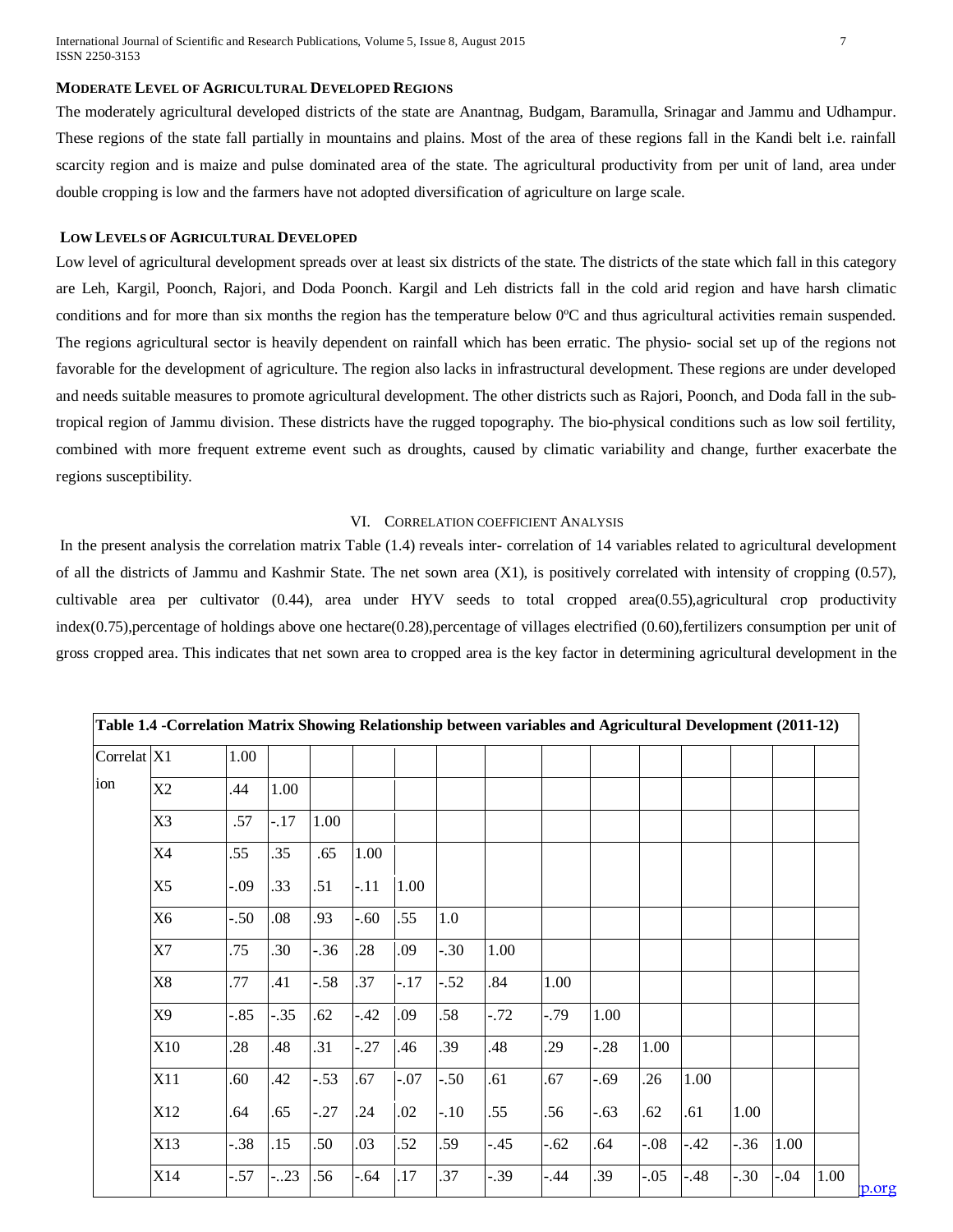### MODERATE LEVEL OF AGRICULTURAL DEVELOPED REGIONS

The moderately agricultural developed districts of the state are Anantnag, Budgam, Baramulla, Srinagar and Jammu and Udhampur. These regions of the state fall partially in mountains and plains. Most of the area of these regions fall in the Kandi belt i.e. rainfall scarcity region and is maize and pulse dominated area of the state. The agricultural productivity from per unit of land, area under double cropping is low and the farmers have not adopted diversification of agriculture on large scale.

### LOW LEVELS OF AGRICULTURAL DEVELOPED

Low level of agricultural development spreads over at least six districts of the state. The districts of the state which fall in this category are Leh, Kargil, Poonch, Rajori, and Doda Poonch. Kargil and Leh districts fall in the cold arid region and have harsh climatic conditions and for more than six months the region has the temperature below 0ºC and thus agricultural activities remain suspended. The regions agricultural sector is heavily dependent on rainfall which has been erratic. The physio- social set up of the regions not favorable for the development of agriculture. The region also lacks in infrastructural development. These regions are under developed and needs suitable measures to promote agricultural development. The other districts such as Rajori, Poonch, and Doda fall in the sub-tropical region of Jammu division. These districts have the rugged topography. The bio-physical conditions such as low soil fertility, combined with more frequent extreme event such as droughts, caused by climatic variability and change, further exacerbate the regions susceptibility.

## VI. CORRELATION COEFFICIENT ANALYSIS

In the present analysis the correlation matrix Table (1.4) reveals inter- correlation of 14 variables related to agricultural development of all the districts of Jammu and Kashmir State. The net sown area (X1), is positively correlated with intensity of cropping (0.57), cultivable area per cultivator (0.44), area under HYV seeds to total cropped area(0.55),agricultural crop productivity index(0.75),percentage of holdings above one hectare(0.28),percentage of villages electrified (0.60),fertilizers consumption per unit of gross cropped area. This indicates that net sown area to cropped area is the key factor in determining agricultural development in the

**Table 1.4 -Correlation Matrix Showing Relationship between variables and Agricultural Development (2011-12)**

| Correlation | | | | | | | | | | | | | | | |
|---|---|---|---|---|---|---|---|---|---|---|---|---|---|---|---|
| | X1 | 1.00 | | | | | | | | | | | | | |
| | X2 | .44 | 1.00 | | | | | | | | | | | | |
| | X3 | .57 | -.17 | 1.00 | | | | | | | | | | | |
| | X4 | .55 | .35 | .65 | 1.00 | | | | | | | | | | |
| | X5 | -.09 | .33 | .51 | -.11 | 1.00 | | | | | | | | | |
| | X6 | -.50 | .08 | .93 | -.60 | .55 | 1.0 | | | | | | | | |
| | X7 | .75 | .30 | -.36 | .28 | .09 | -.30 | 1.00 | | | | | | | |
| | X8 | .77 | .41 | -.58 | .37 | -.17 | -.52 | .84 | 1.00 | | | | | | |
| | X9 | -.85 | -.35 | .62 | -.42 | .09 | .58 | -.72 | -.79 | 1.00 | | | | | |
| | X10 | .28 | .48 | .31 | -.27 | .46 | .39 | .48 | .29 | -.28 | 1.00 | | | | |
| | X11 | .60 | .42 | -.53 | .67 | -.07 | -.50 | .61 | .67 | -.69 | .26 | 1.00 | | | |
| | X12 | .64 | .65 | -.27 | .24 | .02 | -.10 | .55 | .56 | -.63 | .62 | .61 | 1.00 | | |
| | X13 | -.38 | .15 | .50 | .03 | .52 | .59 | -.45 | -.62 | .64 | -.08 | -.42 | -.36 | 1.00 | |
| | X14 | -.57 | -..23 | .56 | -.64 | .17 | .37 | -.39 | -.44 | .39 | -.05 | -.48 | -.30 | -.04 | 1.00 |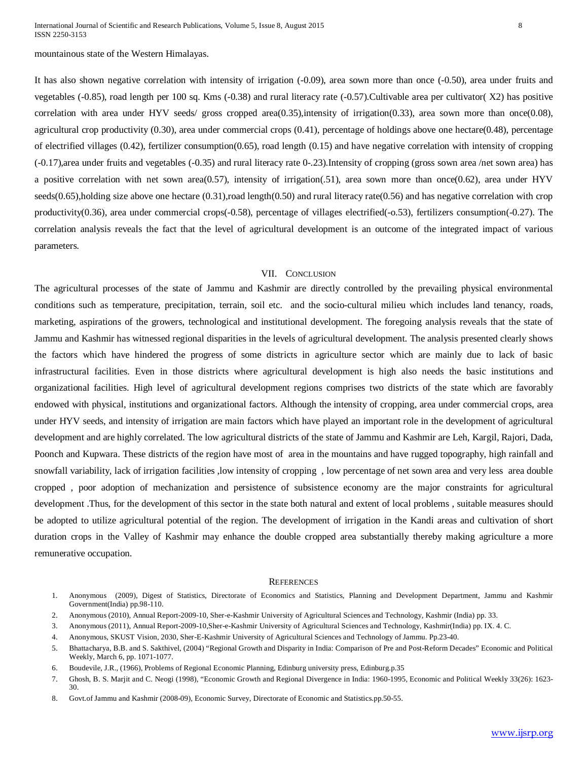mountainous state of the Western Himalayas.

It has also shown negative correlation with intensity of irrigation (-0.09), area sown more than once (-0.50), area under fruits and vegetables (-0.85), road length per 100 sq. Kms (-0.38) and rural literacy rate (-0.57).Cultivable area per cultivator( X2) has positive correlation with area under HYV seeds/ gross cropped area(0.35),intensity of irrigation(0.33), area sown more than once(0.08), agricultural crop productivity (0.30), area under commercial crops (0.41), percentage of holdings above one hectare(0.48), percentage of electrified villages (0.42), fertilizer consumption(0.65), road length (0.15) and have negative correlation with intensity of cropping (-0.17),area under fruits and vegetables (-0.35) and rural literacy rate 0-.23).Intensity of cropping (gross sown area /net sown area) has a positive correlation with net sown area(0.57), intensity of irrigation(.51), area sown more than once(0.62), area under HYV seeds(0.65),holding size above one hectare (0.31),road length(0.50) and rural literacy rate(0.56) and has negative correlation with crop productivity(0.36), area under commercial crops(-0.58), percentage of villages electrified(-o.53), fertilizers consumption(-0.27). The correlation analysis reveals the fact that the level of agricultural development is an outcome of the integrated impact of various parameters.

## VII. Conclusion

The agricultural processes of the state of Jammu and Kashmir are directly controlled by the prevailing physical environmental conditions such as temperature, precipitation, terrain, soil etc. and the socio-cultural milieu which includes land tenancy, roads, marketing, aspirations of the growers, technological and institutional development. The foregoing analysis reveals that the state of Jammu and Kashmir has witnessed regional disparities in the levels of agricultural development. The analysis presented clearly shows the factors which have hindered the progress of some districts in agriculture sector which are mainly due to lack of basic infrastructural facilities. Even in those districts where agricultural development is high also needs the basic institutions and organizational facilities. High level of agricultural development regions comprises two districts of the state which are favorably endowed with physical, institutions and organizational factors. Although the intensity of cropping, area under commercial crops, area under HYV seeds, and intensity of irrigation are main factors which have played an important role in the development of agricultural development and are highly correlated. The low agricultural districts of the state of Jammu and Kashmir are Leh, Kargil, Rajori, Dada, Poonch and Kupwara. These districts of the region have most of area in the mountains and have rugged topography, high rainfall and snowfall variability, lack of irrigation facilities ,low intensity of cropping , low percentage of net sown area and very less area double cropped , poor adoption of mechanization and persistence of subsistence economy are the major constraints for agricultural development .Thus, for the development of this sector in the state both natural and extent of local problems , suitable measures should be adopted to utilize agricultural potential of the region. The development of irrigation in the Kandi areas and cultivation of short duration crops in the Valley of Kashmir may enhance the double cropped area substantially thereby making agriculture a more remunerative occupation.

## References

1. Anonymous (2009), Digest of Statistics, Directorate of Economics and Statistics, Planning and Development Department, Jammu and Kashmir Government(India) pp.98-110.
2. Anonymous (2010), Annual Report-2009-10, Sher-e-Kashmir University of Agricultural Sciences and Technology, Kashmir (India) pp. 33.
3. Anonymous (2011), Annual Report-2009-10,Sher-e-Kashmir University of Agricultural Sciences and Technology, Kashmir(India) pp. IX. 4. C.
4. Anonymous, SKUST Vision, 2030, Sher-E-Kashmir University of Agricultural Sciences and Technology of Jammu. Pp.23-40.
5. Bhattacharya, B.B. and S. Sakthivel, (2004) "Regional Growth and Disparity in India: Comparison of Pre and Post-Reform Decades" Economic and Political Weekly, March 6, pp. 1071-1077.
6. Boudevile, J.R., (1966), Problems of Regional Economic Planning, Edinburg university press, Edinburg.p.35
7. Ghosh, B. S. Marjit and C. Neogi (1998), "Economic Growth and Regional Divergence in India: 1960-1995, Economic and Political Weekly 33(26): 1623-30.
8. Govt.of Jammu and Kashmir (2008-09), Economic Survey, Directorate of Economic and Statistics.pp.50-55.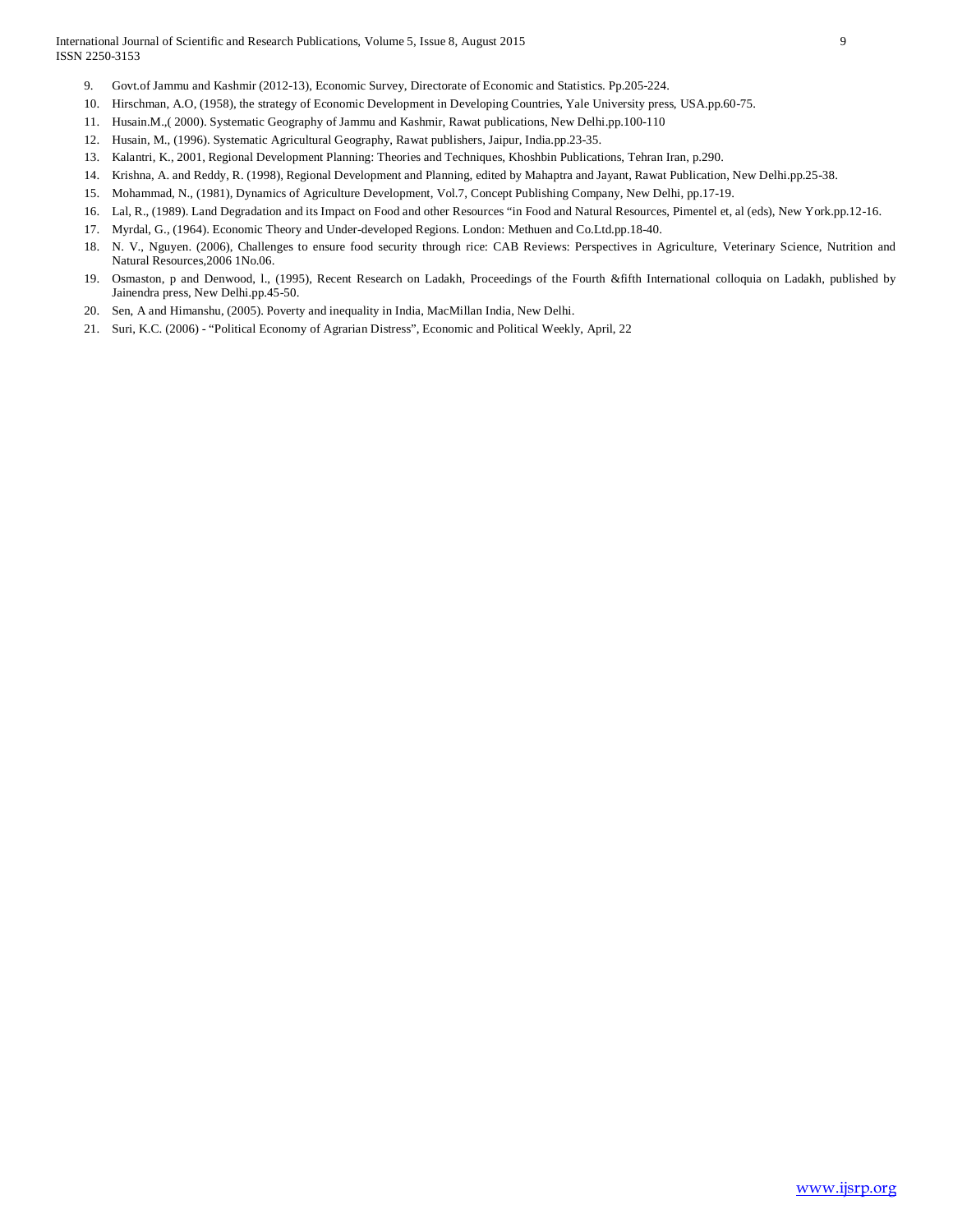9. Govt.of Jammu and Kashmir (2012-13), Economic Survey, Directorate of Economic and Statistics. Pp.205-224.
10. Hirschman, A.O, (1958), the strategy of Economic Development in Developing Countries, Yale University press, USA.pp.60-75.
11. Husain.M.,( 2000). Systematic Geography of Jammu and Kashmir, Rawat publications, New Delhi.pp.100-110
12. Husain, M., (1996). Systematic Agricultural Geography, Rawat publishers, Jaipur, India.pp.23-35.
13. Kalantri, K., 2001, Regional Development Planning: Theories and Techniques, Khoshbin Publications, Tehran Iran, p.290.
14. Krishna, A. and Reddy, R. (1998), Regional Development and Planning, edited by Mahaptra and Jayant, Rawat Publication, New Delhi.pp.25-38.
15. Mohammad, N., (1981), Dynamics of Agriculture Development, Vol.7, Concept Publishing Company, New Delhi, pp.17-19.
16. Lal, R., (1989). Land Degradation and its Impact on Food and other Resources "in Food and Natural Resources, Pimentel et, al (eds), New York.pp.12-16.
17. Myrdal, G., (1964). Economic Theory and Under-developed Regions. London: Methuen and Co.Ltd.pp.18-40.
18. N. V., Nguyen. (2006), Challenges to ensure food security through rice: CAB Reviews: Perspectives in Agriculture, Veterinary Science, Nutrition and Natural Resources,2006 1No.06.
19. Osmaston, p and Denwood, l., (1995), Recent Research on Ladakh, Proceedings of the Fourth &fifth International colloquia on Ladakh, published by Jainendra press, New Delhi.pp.45-50.
20. Sen, A and Himanshu, (2005). Poverty and inequality in India, MacMillan India, New Delhi.
21. Suri, K.C. (2006) - "Political Economy of Agrarian Distress", Economic and Political Weekly, April, 22